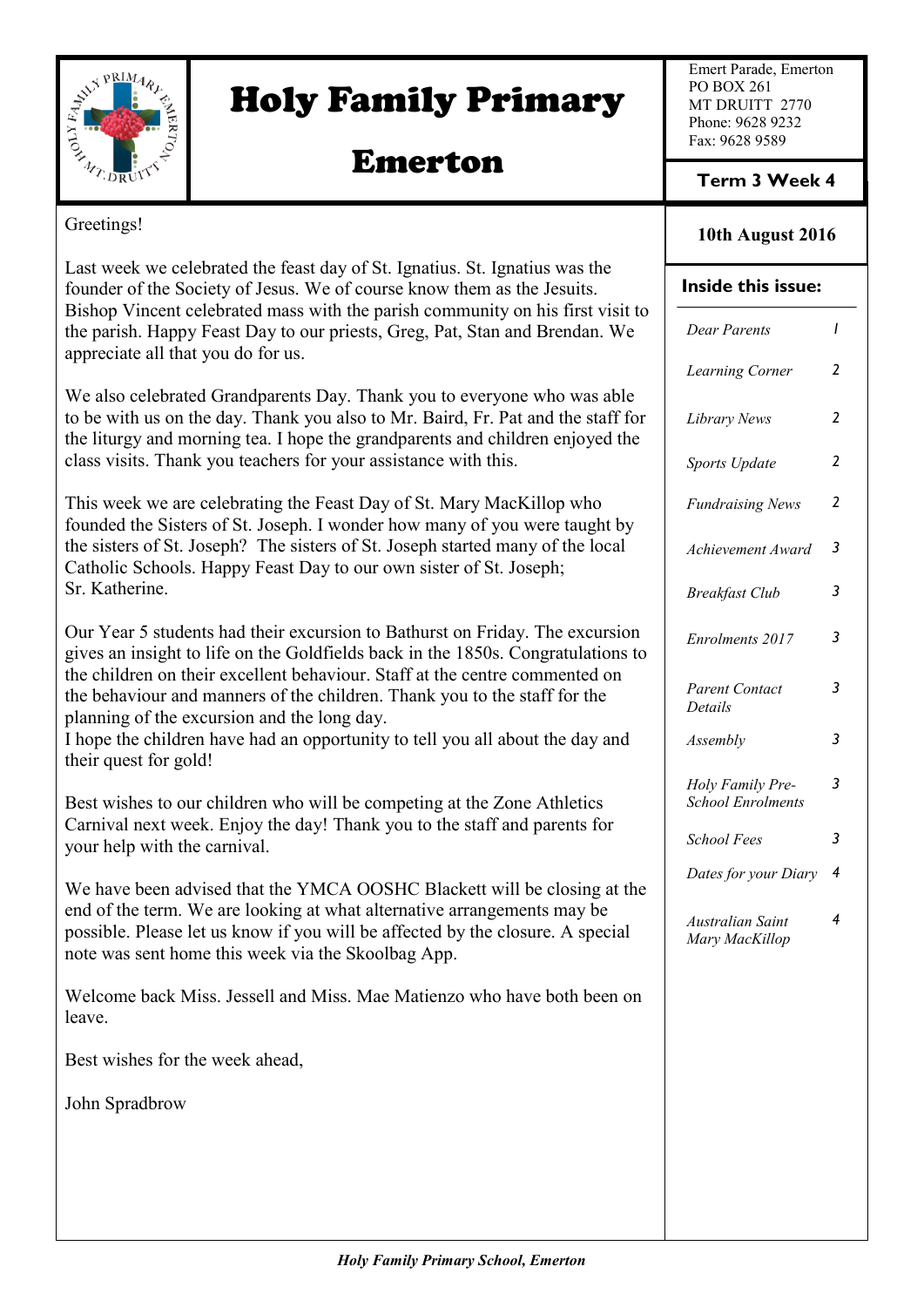# Holy Family Primary

# Emerton

Emert Parade, Emerton
PO BOX 261
MT DRUITT 2770
Phone: 9628 9232
Fax: 9628 9589

**Term 3 Week 4**

**10th August 2016**

**Inside this issue:**

| | |
|---|---|
| *Dear Parents* | 1 |
| *Learning Corner* | 2 |
| *Library News* | 2 |
| *Sports Update* | 2 |
| *Fundraising News* | 2 |
| *Achievement Award* | 3 |
| *Breakfast Club* | 3 |
| *Enrolments 2017* | 3 |
| *Parent Contact Details* | 3 |
| *Assembly* | 3 |
| *Holy Family Pre-School Enrolments* | 3 |
| *School Fees* | 3 |
| *Dates for your Diary* | 4 |
| *Australian Saint Mary MacKillop* | 4 |

Greetings!

Last week we celebrated the feast day of St. Ignatius. St. Ignatius was the founder of the Society of Jesus. We of course know them as the Jesuits. Bishop Vincent celebrated mass with the parish community on his first visit to the parish. Happy Feast Day to our priests, Greg, Pat, Stan and Brendan. We appreciate all that you do for us.

We also celebrated Grandparents Day. Thank you to everyone who was able to be with us on the day. Thank you also to Mr. Baird, Fr. Pat and the staff for the liturgy and morning tea. I hope the grandparents and children enjoyed the class visits. Thank you teachers for your assistance with this.

This week we are celebrating the Feast Day of St. Mary MacKillop who founded the Sisters of St. Joseph. I wonder how many of you were taught by the sisters of St. Joseph? The sisters of St. Joseph started many of the local Catholic Schools. Happy Feast Day to our own sister of St. Joseph; Sr. Katherine.

Our Year 5 students had their excursion to Bathurst on Friday. The excursion gives an insight to life on the Goldfields back in the 1850s. Congratulations to the children on their excellent behaviour. Staff at the centre commented on the behaviour and manners of the children. Thank you to the staff for the planning of the excursion and the long day.
I hope the children have had an opportunity to tell you all about the day and their quest for gold!

Best wishes to our children who will be competing at the Zone Athletics Carnival next week. Enjoy the day! Thank you to the staff and parents for your help with the carnival.

We have been advised that the YMCA OOSHC Blackett will be closing at the end of the term. We are looking at what alternative arrangements may be possible. Please let us know if you will be affected by the closure. A special note was sent home this week via the Skoolbag App.

Welcome back Miss. Jessell and Miss. Mae Matienzo who have both been on leave.

Best wishes for the week ahead,

John Spradbrow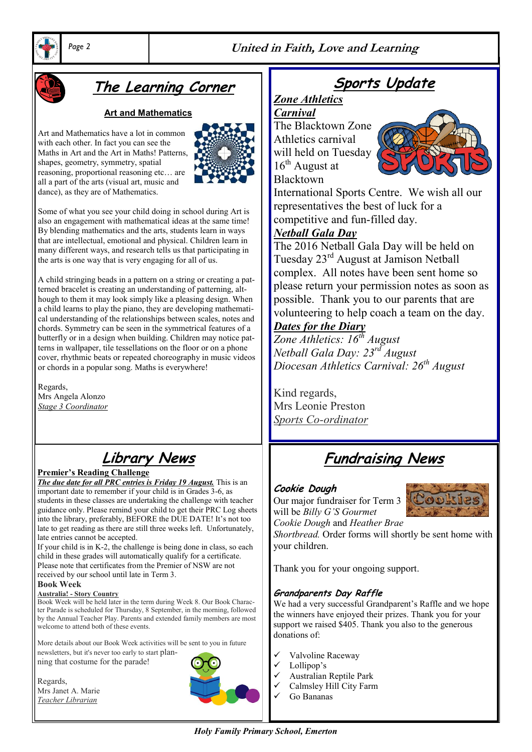## The Learning Corner

### Art and Mathematics

Art and Mathematics have a lot in common with each other. In fact you can see the Maths in Art and the Art in Maths! Patterns, shapes, geometry, symmetry, spatial reasoning, proportional reasoning etc… are all a part of the arts (visual art, music and dance), as they are of Mathematics.

Some of what you see your child doing in school during Art is also an engagement with mathematical ideas at the same time! By blending mathematics and the arts, students learn in ways that are intellectual, emotional and physical. Children learn in many different ways, and research tells us that participating in the arts is one way that is very engaging for all of us.

A child stringing beads in a pattern on a string or creating a patterned bracelet is creating an understanding of patterning, although to them it may look simply like a pleasing design. When a child learns to play the piano, they are developing mathematical understanding of the relationships between scales, notes and chords. Symmetry can be seen in the symmetrical features of a butterfly or in a design when building. Children may notice patterns in wallpaper, tile tessellations on the floor or on a phone cover, rhythmic beats or repeated choreography in music videos or chords in a popular song. Maths is everywhere!

Regards,
Mrs Angela Alonzo
*Stage 3 Coordinator*

## Sports Update

***Zone Athletics Carnival***

The Blacktown Zone Athletics carnival will held on Tuesday 16th August at Blacktown International Sports Centre. We wish all our representatives the best of luck for a competitive and fun-filled day.

***Netball Gala Day***

The 2016 Netball Gala Day will be held on Tuesday 23rd August at Jamison Netball complex. All notes have been sent home so please return your permission notes as soon as possible. Thank you to our parents that are volunteering to help coach a team on the day.

***Dates for the Diary***

*Zone Athletics: 16th August*
*Netball Gala Day: 23rd August*
*Diocesan Athletics Carnival: 26th August*

Kind regards,
Mrs Leonie Preston
*Sports Co-ordinator*

## Library News

**Premier's Reading Challenge**

***The due date for all PRC entries is Friday 19 August.*** This is an important date to remember if your child is in Grades 3-6, as students in these classes are undertaking the challenge with teacher guidance only. Please remind your child to get their PRC Log sheets into the library, preferably, BEFORE the DUE DATE! It's not too late to get reading as there are still three weeks left. Unfortunately, late entries cannot be accepted.

If your child is in K-2, the challenge is being done in class, so each child in these grades will automatically qualify for a certificate. Please note that certificates from the Premier of NSW are not received by our school until late in Term 3.

**Book Week**

**Australia! - Story Country**

Book Week will be held later in the term during Week 8. Our Book Character Parade is scheduled for Thursday, 8 September, in the morning, followed by the Annual Teacher Play. Parents and extended family members are most welcome to attend both of these events.

More details about our Book Week activities will be sent to you in future newsletters, but it's never too early to start planning that costume for the parade!

Regards,
Mrs Janet A. Marie
*Teacher Librarian*

## Fundraising News

### Cookie Dough

Our major fundraiser for Term 3 will be *Billy G'S Gourmet Cookie Dough* and *Heather Brae Shortbread.* Order forms will shortly be sent home with your children.

Thank you for your ongoing support.

### Grandparents Day Raffle

We had a very successful Grandparent's Raffle and we hope the winners have enjoyed their prizes. Thank you for your support we raised $405. Thank you also to the generous donations of:

- ✓ Valvoline Raceway
- ✓ Lollipop's
- ✓ Australian Reptile Park
- ✓ Calmsley Hill City Farm
- ✓ Go Bananas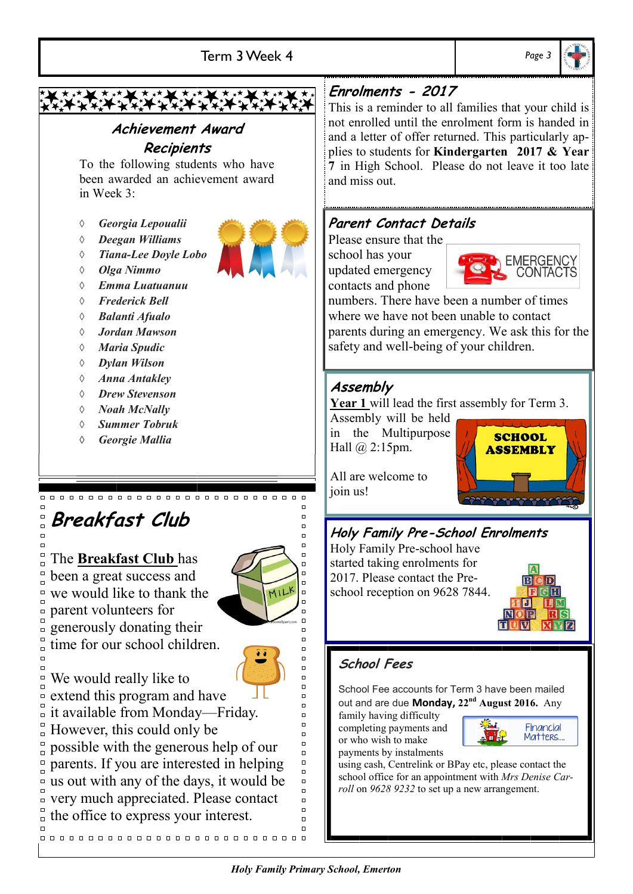## Achievement Award Recipients

To the following students who have been awarded an achievement award in Week 3:

- *Georgia Lepoualii*
- *Deegan Williams*
- *Tiana-Lee Doyle Lobo*
- *Olga Nimmo*
- *Emma Luatuanuu*
- *Frederick Bell*
- *Balanti Afualo*
- *Jordan Mawson*
- *Maria Spudic*
- *Dylan Wilson*
- *Anna Antakley*
- *Drew Stevenson*
- *Noah McNally*
- *Summer Tobruk*
- *Georgie Mallia*

## Breakfast Club

The **Breakfast Club** has been a great success and we would like to thank the parent volunteers for generously donating their time for our school children.

We would really like to extend this program and have it available from Monday—Friday. However, this could only be possible with the generous help of our parents. If you are interested in helping us out with any of the days, it would be very much appreciated. Please contact the office to express your interest.

## Enrolments - 2017

This is a reminder to all families that your child is not enrolled until the enrolment form is handed in and a letter of offer returned. This particularly applies to students for **Kindergarten 2017 & Year 7** in High School. Please do not leave it too late and miss out.

## Parent Contact Details

Please ensure that the school has your updated emergency contacts and phone numbers. There have been a number of times where we have not been unable to contact parents during an emergency. We ask this for the safety and well-being of your children.

## Assembly

**Year 1** will lead the first assembly for Term 3. Assembly will be held in the Multipurpose Hall @ 2:15pm.

All are welcome to join us!

## Holy Family Pre-School Enrolments

Holy Family Pre-school have started taking enrolments for 2017. Please contact the Pre-school reception on 9628 7844.

## School Fees

School Fee accounts for Term 3 have been mailed out and are due **Monday, 22nd August 2016.** Any family having difficulty completing payments and or who wish to make payments by instalments using cash, Centrelink or BPay etc, please contact the school office for an appointment with *Mrs Denise Carroll* on *9628 9232* to set up a new arrangement.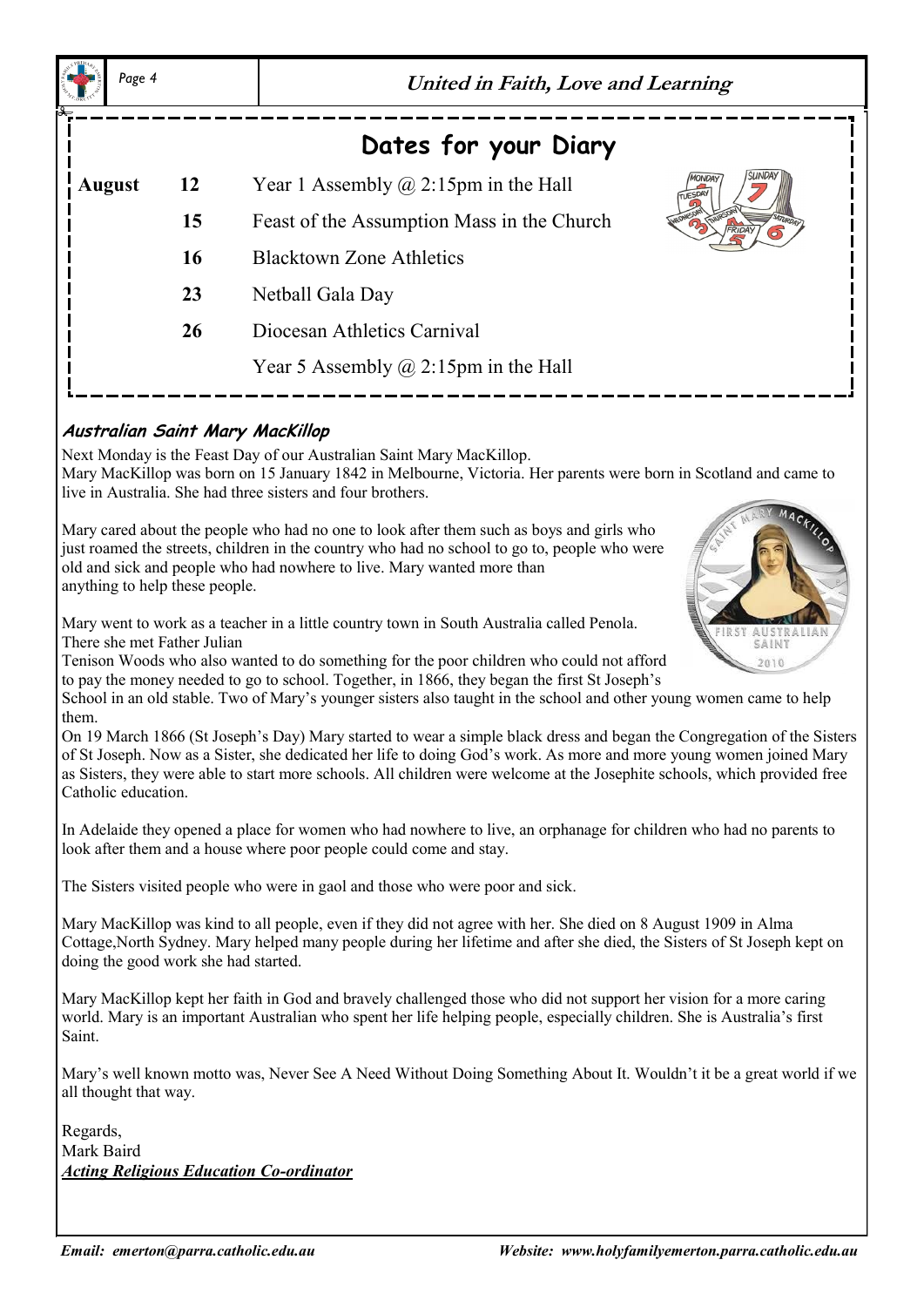## Dates for your Diary

| | | |
|---|---|---|
| **August** | **12** | Year 1 Assembly @ 2:15pm in the Hall |
| | **15** | Feast of the Assumption Mass in the Church |
| | **16** | Blacktown Zone Athletics |
| | **23** | Netball Gala Day |
| | **26** | Diocesan Athletics Carnival |
| | | Year 5 Assembly @ 2:15pm in the Hall |

### *Australian Saint Mary MacKillop*

Next Monday is the Feast Day of our Australian Saint Mary MacKillop.
Mary MacKillop was born on 15 January 1842 in Melbourne, Victoria. Her parents were born in Scotland and came to live in Australia. She had three sisters and four brothers.

Mary cared about the people who had no one to look after them such as boys and girls who just roamed the streets, children in the country who had no school to go to, people who were old and sick and people who had nowhere to live. Mary wanted more than anything to help these people.

Mary went to work as a teacher in a little country town in South Australia called Penola. There she met Father Julian Tenison Woods who also wanted to do something for the poor children who could not afford to pay the money needed to go to school. Together, in 1866, they began the first St Joseph's School in an old stable. Two of Mary's younger sisters also taught in the school and other young women came to help them.

On 19 March 1866 (St Joseph's Day) Mary started to wear a simple black dress and began the Congregation of the Sisters of St Joseph. Now as a Sister, she dedicated her life to doing God's work. As more and more young women joined Mary as Sisters, they were able to start more schools. All children were welcome at the Josephite schools, which provided free Catholic education.

In Adelaide they opened a place for women who had nowhere to live, an orphanage for children who had no parents to look after them and a house where poor people could come and stay.

The Sisters visited people who were in gaol and those who were poor and sick.

Mary MacKillop was kind to all people, even if they did not agree with her. She died on 8 August 1909 in Alma Cottage,North Sydney. Mary helped many people during her lifetime and after she died, the Sisters of St Joseph kept on doing the good work she had started.

Mary MacKillop kept her faith in God and bravely challenged those who did not support her vision for a more caring world. Mary is an important Australian who spent her life helping people, especially children. She is Australia's first Saint.

Mary's well known motto was, Never See A Need Without Doing Something About It. Wouldn't it be a great world if we all thought that way.

Regards,
Mark Baird
***Acting Religious Education Co-ordinator***